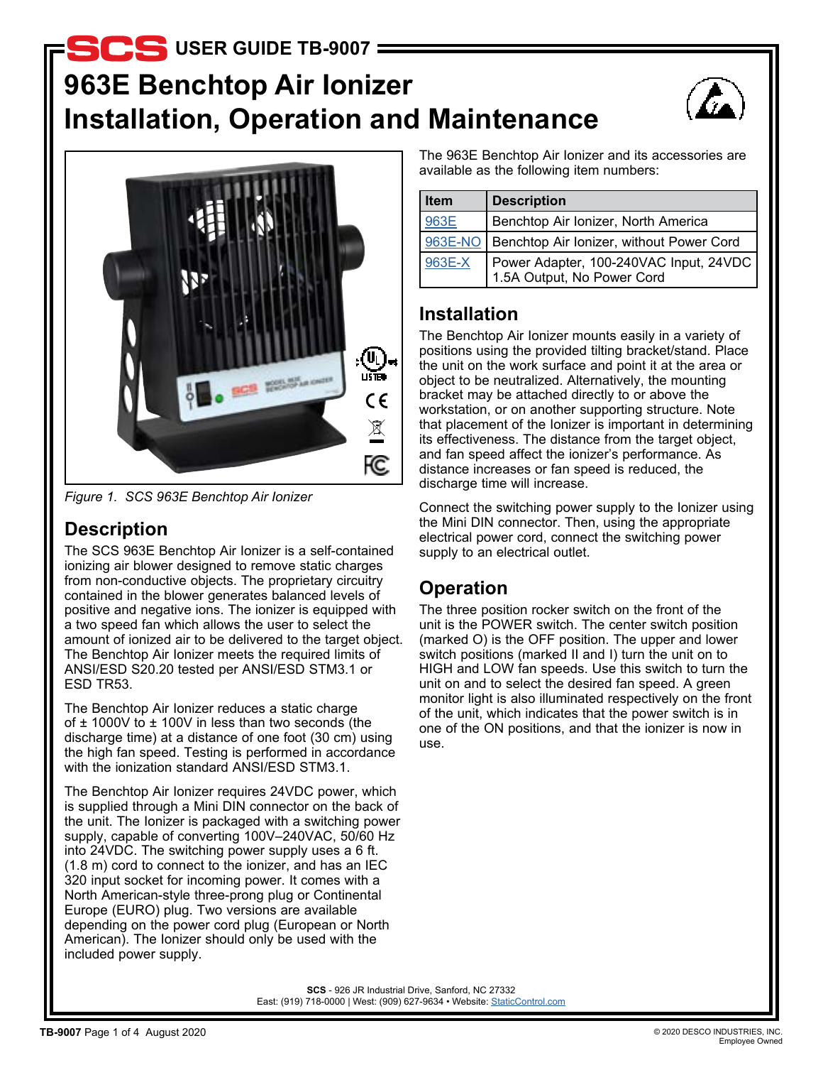# USER GUIDE TB-9007

# 963E Benchtop Air Ionizer Installation, Operation and Maintenance

*Figure 1. SCS 963E Benchtop Air Ionizer*

## Description

The SCS 963E Benchtop Air Ionizer is a self-contained ionizing air blower designed to remove static charges from non-conductive objects. The proprietary circuitry contained in the blower generates balanced levels of positive and negative ions. The ionizer is equipped with a two speed fan which allows the user to select the amount of ionized air to be delivered to the target object. The Benchtop Air Ionizer meets the required limits of ANSI/ESD S20.20 tested per ANSI/ESD STM3.1 or ESD TR53.

The Benchtop Air Ionizer reduces a static charge of ± 1000V to ± 100V in less than two seconds (the discharge time) at a distance of one foot (30 cm) using the high fan speed. Testing is performed in accordance with the ionization standard ANSI/ESD STM3.1.

The Benchtop Air Ionizer requires 24VDC power, which is supplied through a Mini DIN connector on the back of the unit. The Ionizer is packaged with a switching power supply, capable of converting 100V–240VAC, 50/60 Hz into 24VDC. The switching power supply uses a 6 ft. (1.8 m) cord to connect to the ionizer, and has an IEC 320 input socket for incoming power. It comes with a North American-style three-prong plug or Continental Europe (EURO) plug. Two versions are available depending on the power cord plug (European or North American). The Ionizer should only be used with the included power supply.

The 963E Benchtop Air Ionizer and its accessories are available as the following item numbers:

| Item | Description |
|---|---|
| 963E | Benchtop Air Ionizer, North America |
| 963E-NO | Benchtop Air Ionizer, without Power Cord |
| 963E-X | Power Adapter, 100-240VAC Input, 24VDC 1.5A Output, No Power Cord |

## Installation

The Benchtop Air Ionizer mounts easily in a variety of positions using the provided tilting bracket/stand. Place the unit on the work surface and point it at the area or object to be neutralized. Alternatively, the mounting bracket may be attached directly to or above the workstation, or on another supporting structure. Note that placement of the Ionizer is important in determining its effectiveness. The distance from the target object, and fan speed affect the ionizer's performance. As distance increases or fan speed is reduced, the discharge time will increase.

Connect the switching power supply to the Ionizer using the Mini DIN connector. Then, using the appropriate electrical power cord, connect the switching power supply to an electrical outlet.

## Operation

The three position rocker switch on the front of the unit is the POWER switch. The center switch position (marked O) is the OFF position. The upper and lower switch positions (marked II and I) turn the unit on to HIGH and LOW fan speeds. Use this switch to turn the unit on and to select the desired fan speed. A green monitor light is also illuminated respectively on the front of the unit, which indicates that the power switch is in one of the ON positions, and that the ionizer is now in use.

**SCS** - 926 JR Industrial Drive, Sanford, NC 27332
East: (919) 718-0000 | West: (909) 627-9634 • Website: StaticControl.com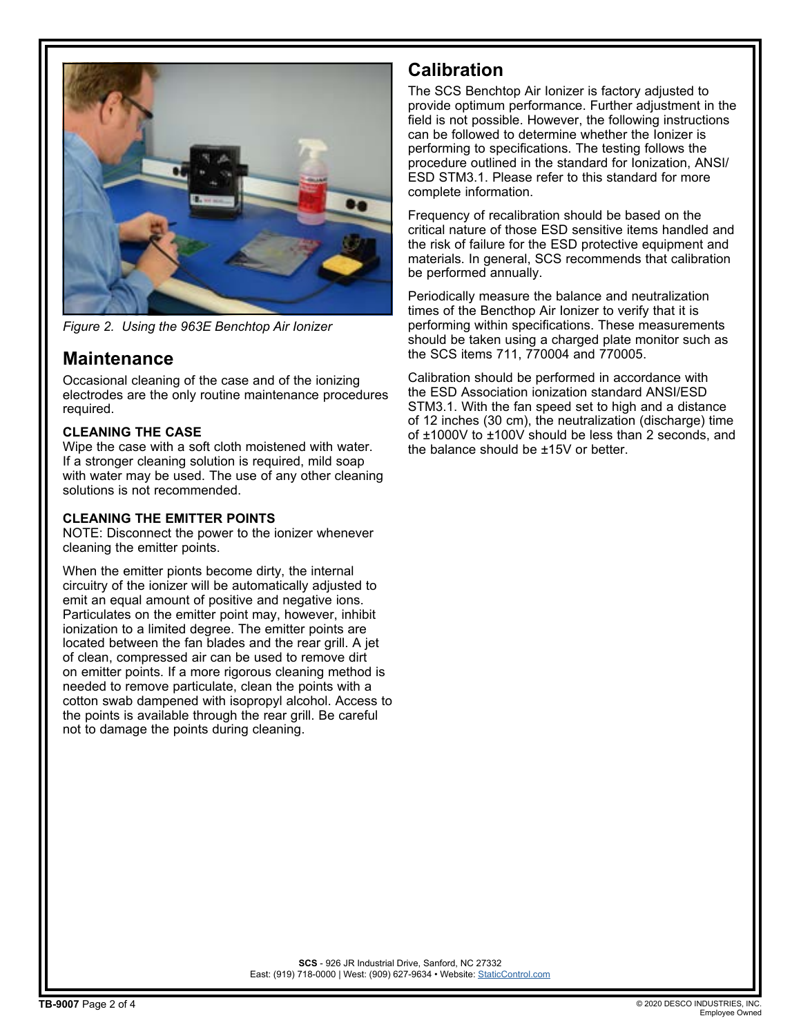Figure 2. Using the 963E Benchtop Air Ionizer

## Maintenance

Occasional cleaning of the case and of the ionizing electrodes are the only routine maintenance procedures required.

**CLEANING THE CASE**
Wipe the case with a soft cloth moistened with water. If a stronger cleaning solution is required, mild soap with water may be used. The use of any other cleaning solutions is not recommended.

**CLEANING THE EMITTER POINTS**
NOTE: Disconnect the power to the ionizer whenever cleaning the emitter points.

When the emitter pionts become dirty, the internal circuitry of the ionizer will be automatically adjusted to emit an equal amount of positive and negative ions. Particulates on the emitter point may, however, inhibit ionization to a limited degree. The emitter points are located between the fan blades and the rear grill. A jet of clean, compressed air can be used to remove dirt on emitter points. If a more rigorous cleaning method is needed to remove particulate, clean the points with a cotton swab dampened with isopropyl alcohol. Access to the points is available through the rear grill. Be careful not to damage the points during cleaning.

## Calibration

The SCS Benchtop Air Ionizer is factory adjusted to provide optimum performance. Further adjustment in the field is not possible. However, the following instructions can be followed to determine whether the Ionizer is performing to specifications. The testing follows the procedure outlined in the standard for Ionization, ANSI/ESD STM3.1. Please refer to this standard for more complete information.

Frequency of recalibration should be based on the critical nature of those ESD sensitive items handled and the risk of failure for the ESD protective equipment and materials. In general, SCS recommends that calibration be performed annually.

Periodically measure the balance and neutralization times of the Bencthop Air Ionizer to verify that it is performing within specifications. These measurements should be taken using a charged plate monitor such as the SCS items 711, 770004 and 770005.

Calibration should be performed in accordance with the ESD Association ionization standard ANSI/ESD STM3.1. With the fan speed set to high and a distance of 12 inches (30 cm), the neutralization (discharge) time of ±1000V to ±100V should be less than 2 seconds, and the balance should be ±15V or better.

**SCS** - 926 JR Industrial Drive, Sanford, NC 27332
East: (919) 718-0000 | West: (909) 627-9634 • Website: StaticControl.com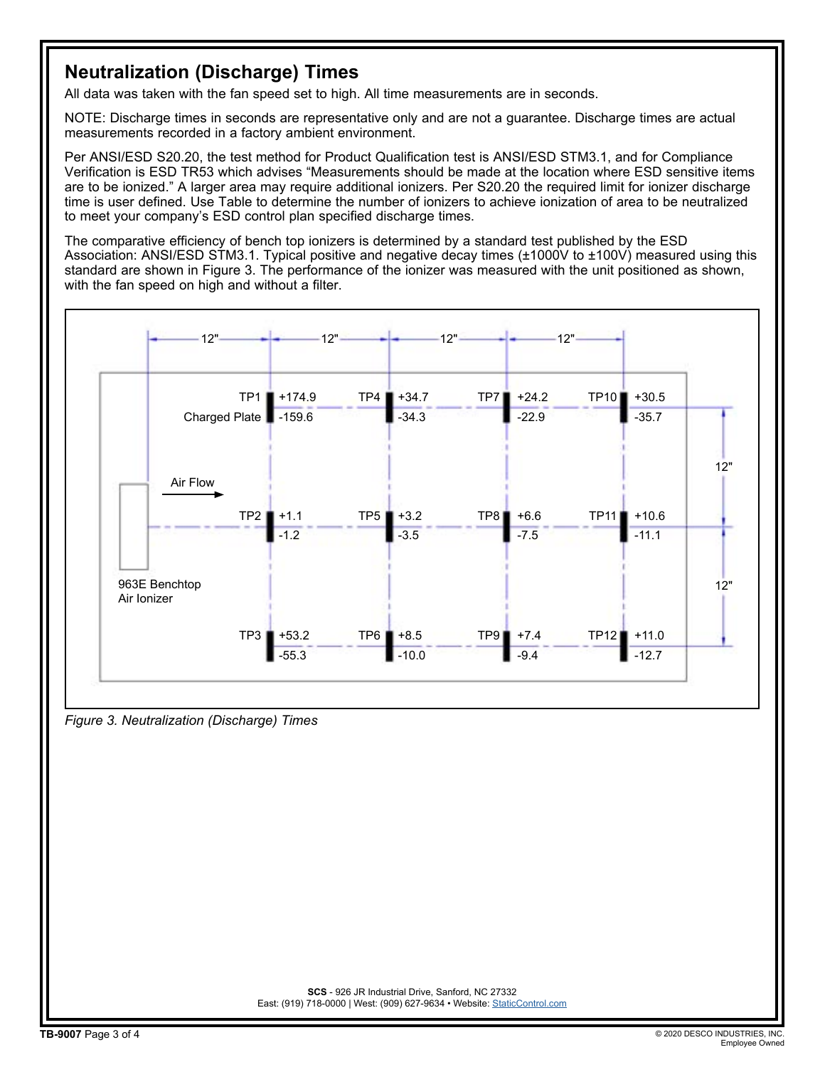## Neutralization (Discharge) Times

All data was taken with the fan speed set to high. All time measurements are in seconds.

NOTE: Discharge times in seconds are representative only and are not a guarantee. Discharge times are actual measurements recorded in a factory ambient environment.

Per ANSI/ESD S20.20, the test method for Product Qualification test is ANSI/ESD STM3.1, and for Compliance Verification is ESD TR53 which advises "Measurements should be made at the location where ESD sensitive items are to be ionized." A larger area may require additional ionizers. Per S20.20 the required limit for ionizer discharge time is user defined. Use Table to determine the number of ionizers to achieve ionization of area to be neutralized to meet your company's ESD control plan specified discharge times.

The comparative efficiency of bench top ionizers is determined by a standard test published by the ESD Association: ANSI/ESD STM3.1. Typical positive and negative decay times (±1000V to ±100V) measured using this standard are shown in Figure 3. The performance of the ionizer was measured with the unit positioned as shown, with the fan speed on high and without a filter.

963E Benchtop Air Ionizer → Air Flow (test points spaced 12" apart; first column 12" from ionizer)

| | 12" | 24" | 36" | 48" |
|---|---|---|---|---|
| Top row (12") | TP1 (Charged Plate): +174.9 / -159.6 | TP4: +34.7 / -34.3 | TP7: +24.2 / -22.9 | TP10: +30.5 / -35.7 |
| Center row | TP2: +1.1 / -1.2 | TP5: +3.2 / -3.5 | TP8: +6.6 / -7.5 | TP11: +10.6 / -11.1 |
| Bottom row (12") | TP3: +53.2 / -55.3 | TP6: +8.5 / -10.0 | TP9: +7.4 / -9.4 | TP12: +11.0 / -12.7 |

*Figure 3. Neutralization (Discharge) Times*

**SCS** - 926 JR Industrial Drive, Sanford, NC 27332
East: (919) 718-0000 | West: (909) 627-9634 • Website: StaticControl.com

© 2020 DESCO INDUSTRIES, INC.
Employee Owned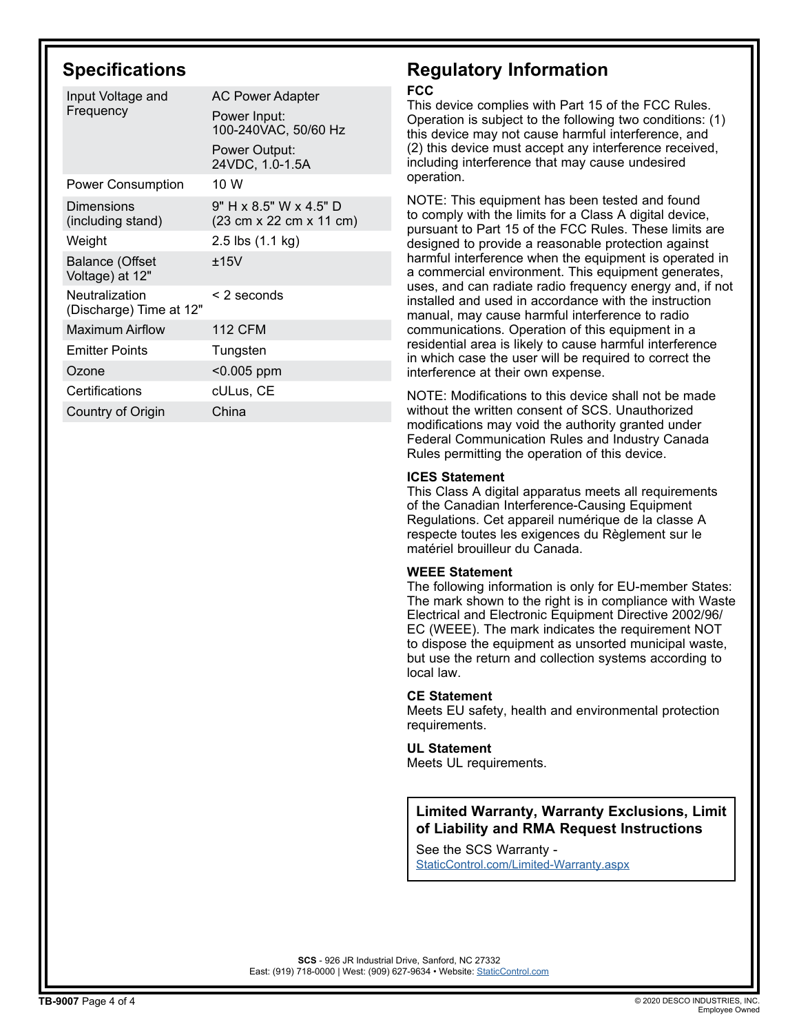## Specifications

| | |
|---|---|
| Input Voltage and Frequency | AC Power Adapter<br>Power Input: 100-240VAC, 50/60 Hz<br>Power Output: 24VDC, 1.0-1.5A |
| Power Consumption | 10 W |
| Dimensions (including stand) | 9" H x 8.5" W x 4.5" D (23 cm x 22 cm x 11 cm) |
| Weight | 2.5 lbs (1.1 kg) |
| Balance (Offset Voltage) at 12" | ±15V |
| Neutralization (Discharge) Time at 12" | < 2 seconds |
| Maximum Airflow | 112 CFM |
| Emitter Points | Tungsten |
| Ozone | <0.005 ppm |
| Certifications | cULus, CE |
| Country of Origin | China |

## Regulatory Information

**FCC**
This device complies with Part 15 of the FCC Rules. Operation is subject to the following two conditions: (1) this device may not cause harmful interference, and (2) this device must accept any interference received, including interference that may cause undesired operation.

NOTE: This equipment has been tested and found to comply with the limits for a Class A digital device, pursuant to Part 15 of the FCC Rules. These limits are designed to provide a reasonable protection against harmful interference when the equipment is operated in a commercial environment. This equipment generates, uses, and can radiate radio frequency energy and, if not installed and used in accordance with the instruction manual, may cause harmful interference to radio communications. Operation of this equipment in a residential area is likely to cause harmful interference in which case the user will be required to correct the interference at their own expense.

NOTE: Modifications to this device shall not be made without the written consent of SCS. Unauthorized modifications may void the authority granted under Federal Communication Rules and Industry Canada Rules permitting the operation of this device.

**ICES Statement**
This Class A digital apparatus meets all requirements of the Canadian Interference-Causing Equipment Regulations. Cet appareil numérique de la classe A respecte toutes les exigences du Règlement sur le matériel brouilleur du Canada.

**WEEE Statement**
The following information is only for EU-member States: The mark shown to the right is in compliance with Waste Electrical and Electronic Equipment Directive 2002/96/EC (WEEE). The mark indicates the requirement NOT to dispose the equipment as unsorted municipal waste, but use the return and collection systems according to local law.

**CE Statement**
Meets EU safety, health and environmental protection requirements.

**UL Statement**
Meets UL requirements.

### Limited Warranty, Warranty Exclusions, Limit of Liability and RMA Request Instructions

See the SCS Warranty - StaticControl.com/Limited-Warranty.aspx

**SCS** - 926 JR Industrial Drive, Sanford, NC 27332
East: (919) 718-0000 | West: (909) 627-9634 • Website: StaticControl.com

**TB-9007**

© 2020 DESCO INDUSTRIES, INC.
Employee Owned